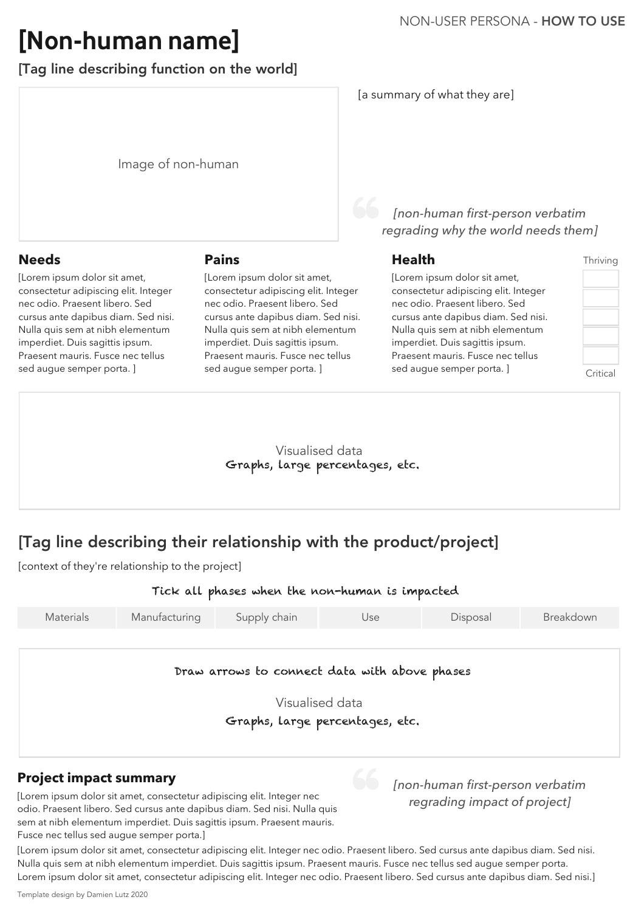NON-USER PERSONA - **HOW TO USE**

# [Non-human name]

### [Tag line describing function on the world]

Image of non-human

[a summary of what they are]

> *[non-human first-person verbatim regrading why the world needs them]*

### Needs

[Lorem ipsum dolor sit amet, consectetur adipiscing elit. Integer nec odio. Praesent libero. Sed cursus ante dapibus diam. Sed nisi. Nulla quis sem at nibh elementum imperdiet. Duis sagittis ipsum. Praesent mauris. Fusce nec tellus sed augue semper porta. ]

### Pains

[Lorem ipsum dolor sit amet, consectetur adipiscing elit. Integer nec odio. Praesent libero. Sed cursus ante dapibus diam. Sed nisi. Nulla quis sem at nibh elementum imperdiet. Duis sagittis ipsum. Praesent mauris. Fusce nec tellus sed augue semper porta. ]

### Health

[Lorem ipsum dolor sit amet, consectetur adipiscing elit. Integer nec odio. Praesent libero. Sed cursus ante dapibus diam. Sed nisi. Nulla quis sem at nibh elementum imperdiet. Duis sagittis ipsum. Praesent mauris. Fusce nec tellus sed augue semper porta. ]

Thriving

Critical

Visualised data
Graphs, large percentages, etc.

## [Tag line describing their relationship with the product/project]

[context of they're relationship to the project]

Tick all phases when the non-human is impacted

| Materials | Manufacturing | Supply chain | Use | Disposal | Breakdown |
| --- | --- | --- | --- | --- | --- |

Draw arrows to connect data with above phases

Visualised data
Graphs, large percentages, etc.

### Project impact summary

[Lorem ipsum dolor sit amet, consectetur adipiscing elit. Integer nec odio. Praesent libero. Sed cursus ante dapibus diam. Sed nisi. Nulla quis sem at nibh elementum imperdiet. Duis sagittis ipsum. Praesent mauris. Fusce nec tellus sed augue semper porta.]

> *[non-human first-person verbatim regrading impact of project]*

[Lorem ipsum dolor sit amet, consectetur adipiscing elit. Integer nec odio. Praesent libero. Sed cursus ante dapibus diam. Sed nisi. Nulla quis sem at nibh elementum imperdiet. Duis sagittis ipsum. Praesent mauris. Fusce nec tellus sed augue semper porta. Lorem ipsum dolor sit amet, consectetur adipiscing elit. Integer nec odio. Praesent libero. Sed cursus ante dapibus diam. Sed nisi.]

Template design by Damien Lutz 2020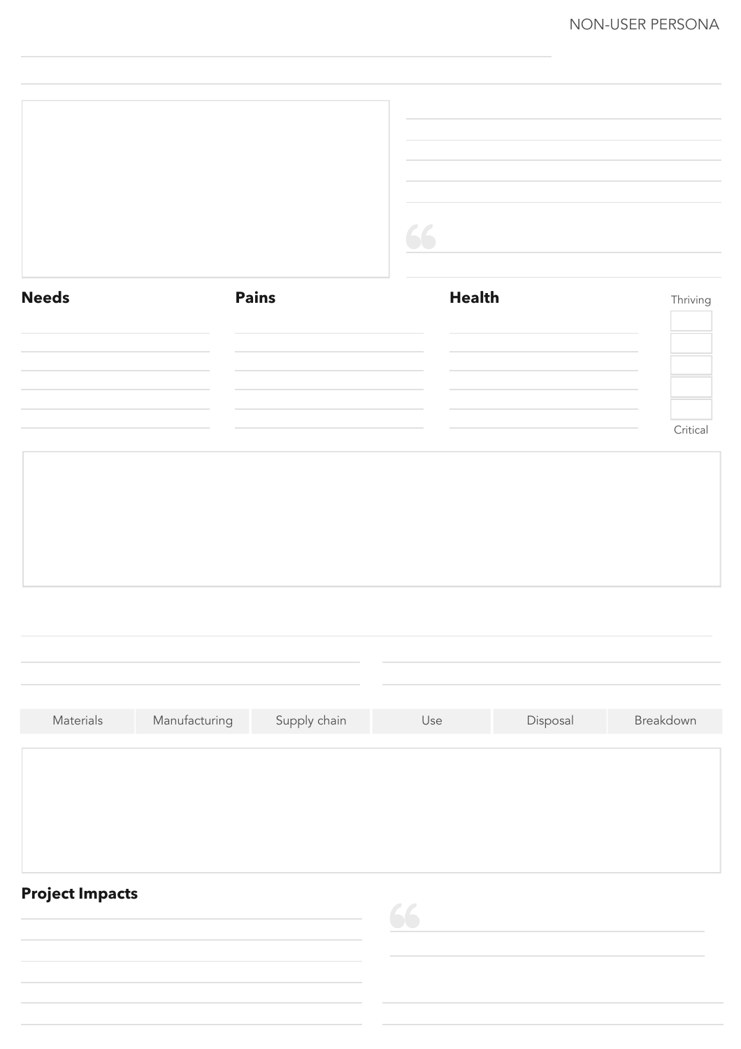NON-USER PERSONA

## Needs

## Pains

## Health

Thriving

Critical

| Materials | Manufacturing | Supply chain | Use | Disposal | Breakdown |
| --- | --- | --- | --- | --- | --- |

## Project Impacts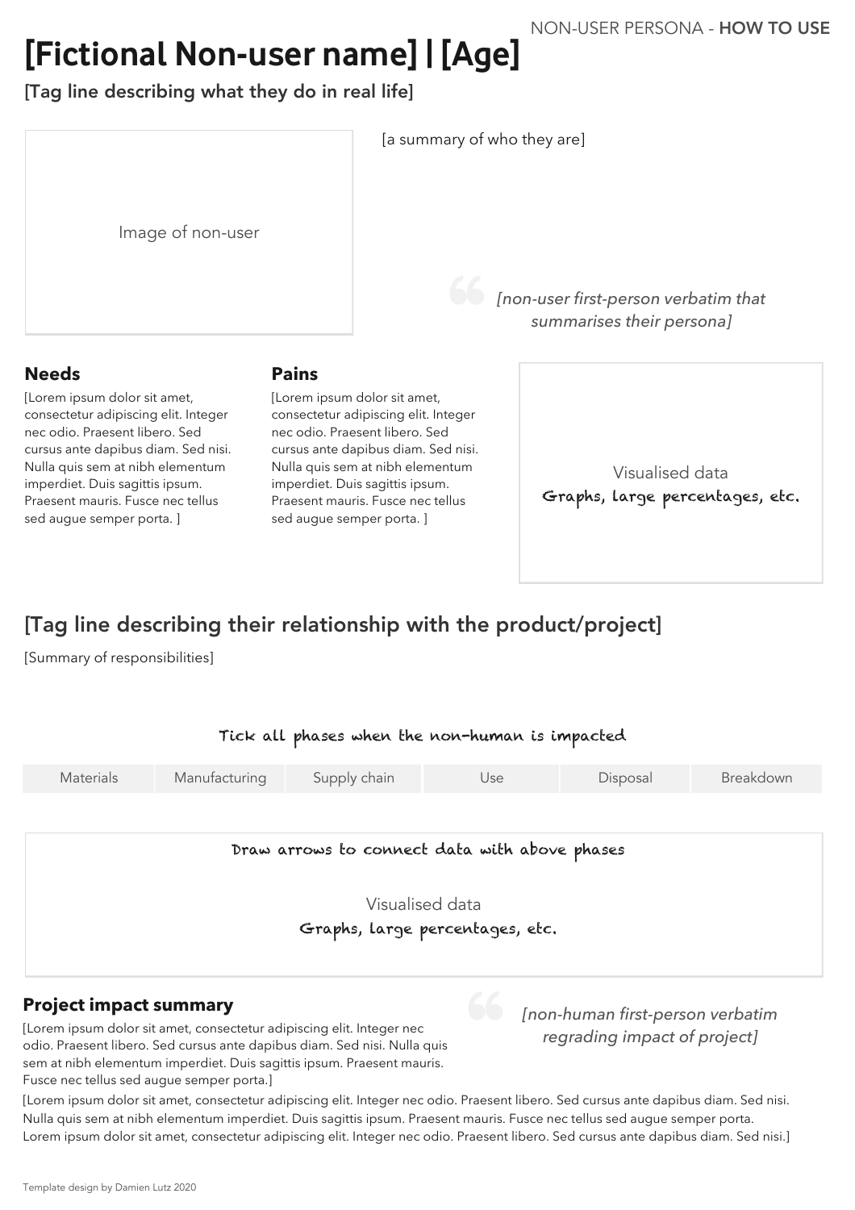NON-USER PERSONA - **HOW TO USE**

# [Fictional Non-user name] | [Age]

### [Tag line describing what they do in real life]

Image of non-user

[a summary of who they are]

> *[non-user first-person verbatim that summarises their persona]*

### Needs

[Lorem ipsum dolor sit amet, consectetur adipiscing elit. Integer nec odio. Praesent libero. Sed cursus ante dapibus diam. Sed nisi. Nulla quis sem at nibh elementum imperdiet. Duis sagittis ipsum. Praesent mauris. Fusce nec tellus sed augue semper porta. ]

### Pains

[Lorem ipsum dolor sit amet, consectetur adipiscing elit. Integer nec odio. Praesent libero. Sed cursus ante dapibus diam. Sed nisi. Nulla quis sem at nibh elementum imperdiet. Duis sagittis ipsum. Praesent mauris. Fusce nec tellus sed augue semper porta. ]

Visualised data
Graphs, large percentages, etc.

## [Tag line describing their relationship with the product/project]

[Summary of responsibilities]

Tick all phases when the non-human is impacted

| Materials | Manufacturing | Supply chain | Use | Disposal | Breakdown |
|---|---|---|---|---|---|

Draw arrows to connect data with above phases

Visualised data
Graphs, large percentages, etc.

### Project impact summary

[Lorem ipsum dolor sit amet, consectetur adipiscing elit. Integer nec odio. Praesent libero. Sed cursus ante dapibus diam. Sed nisi. Nulla quis sem at nibh elementum imperdiet. Duis sagittis ipsum. Praesent mauris. Fusce nec tellus sed augue semper porta.]

> *[non-human first-person verbatim regrading impact of project]*

[Lorem ipsum dolor sit amet, consectetur adipiscing elit. Integer nec odio. Praesent libero. Sed cursus ante dapibus diam. Sed nisi. Nulla quis sem at nibh elementum imperdiet. Duis sagittis ipsum. Praesent mauris. Fusce nec tellus sed augue semper porta. Lorem ipsum dolor sit amet, consectetur adipiscing elit. Integer nec odio. Praesent libero. Sed cursus ante dapibus diam. Sed nisi.]

Template design by Damien Lutz 2020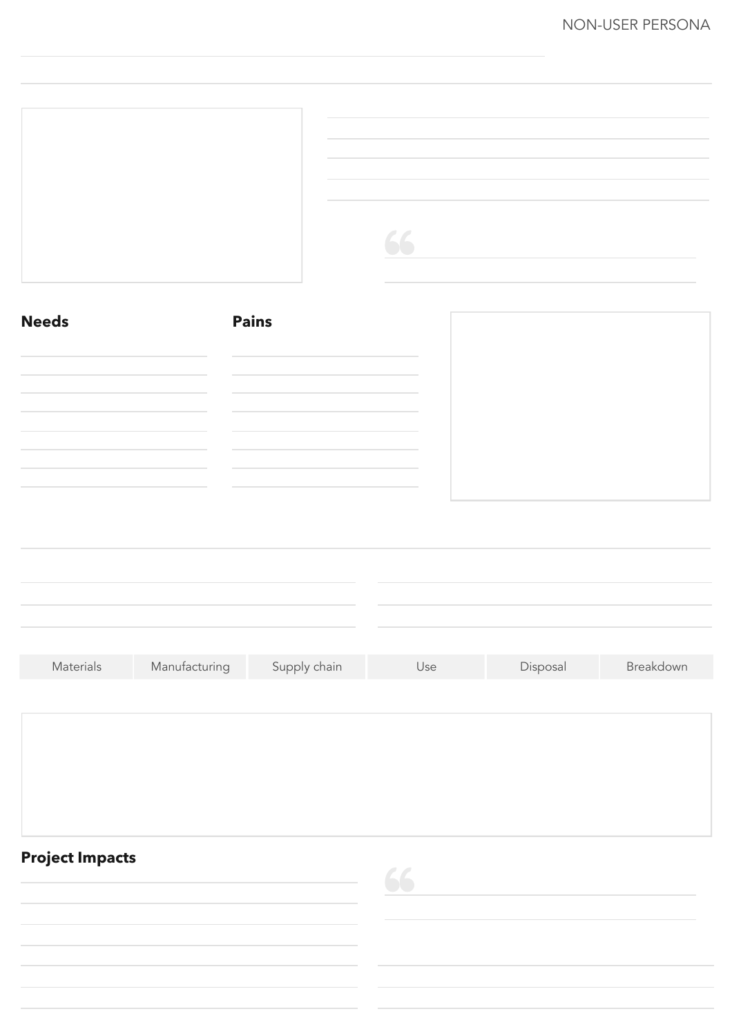NON-USER PERSONA

**Needs**

**Pains**

| Materials | Manufacturing | Supply chain | Use | Disposal | Breakdown |
|---|---|---|---|---|---|

**Project Impacts**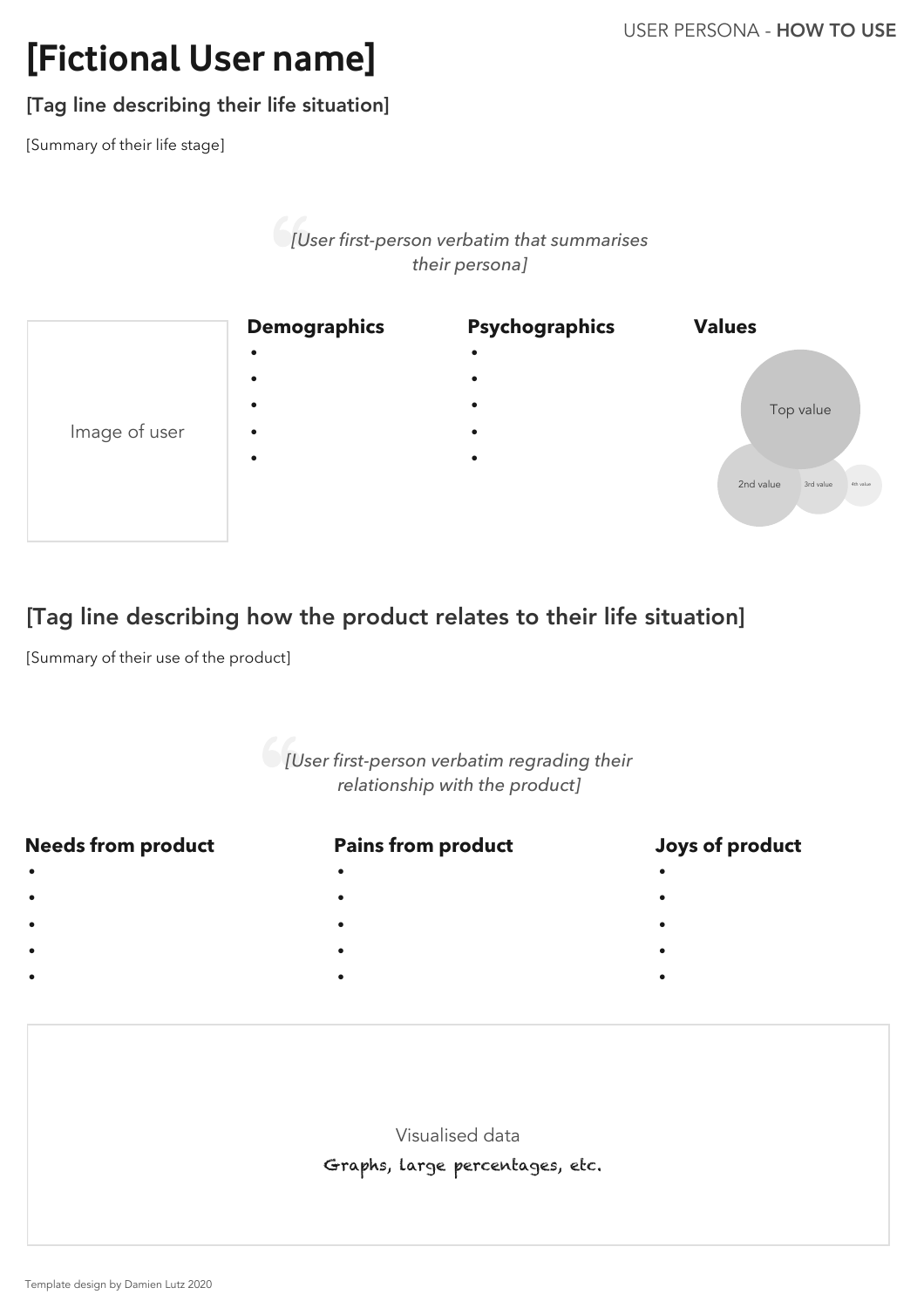USER PERSONA - **HOW TO USE**

# [Fictional User name]

### [Tag line describing their life situation]

[Summary of their life stage]

> *[User first-person verbatim that summarises their persona]*

Image of user

**Demographics**

- 
- 
- 
- 
- 

**Psychographics**

- 
- 
- 
- 
- 

**Values**

Top value

2nd value

3rd value

4th value

## [Tag line describing how the product relates to their life situation]

[Summary of their use of the product]

> *[User first-person verbatim regrading their relationship with the product]*

**Needs from product**

- 
- 
- 
- 
- 

**Pains from product**

- 
- 
- 
- 
- 

**Joys of product**

- 
- 
- 
- 
- 

Visualised data

Graphs, large percentages, etc.

Template design by Damien Lutz 2020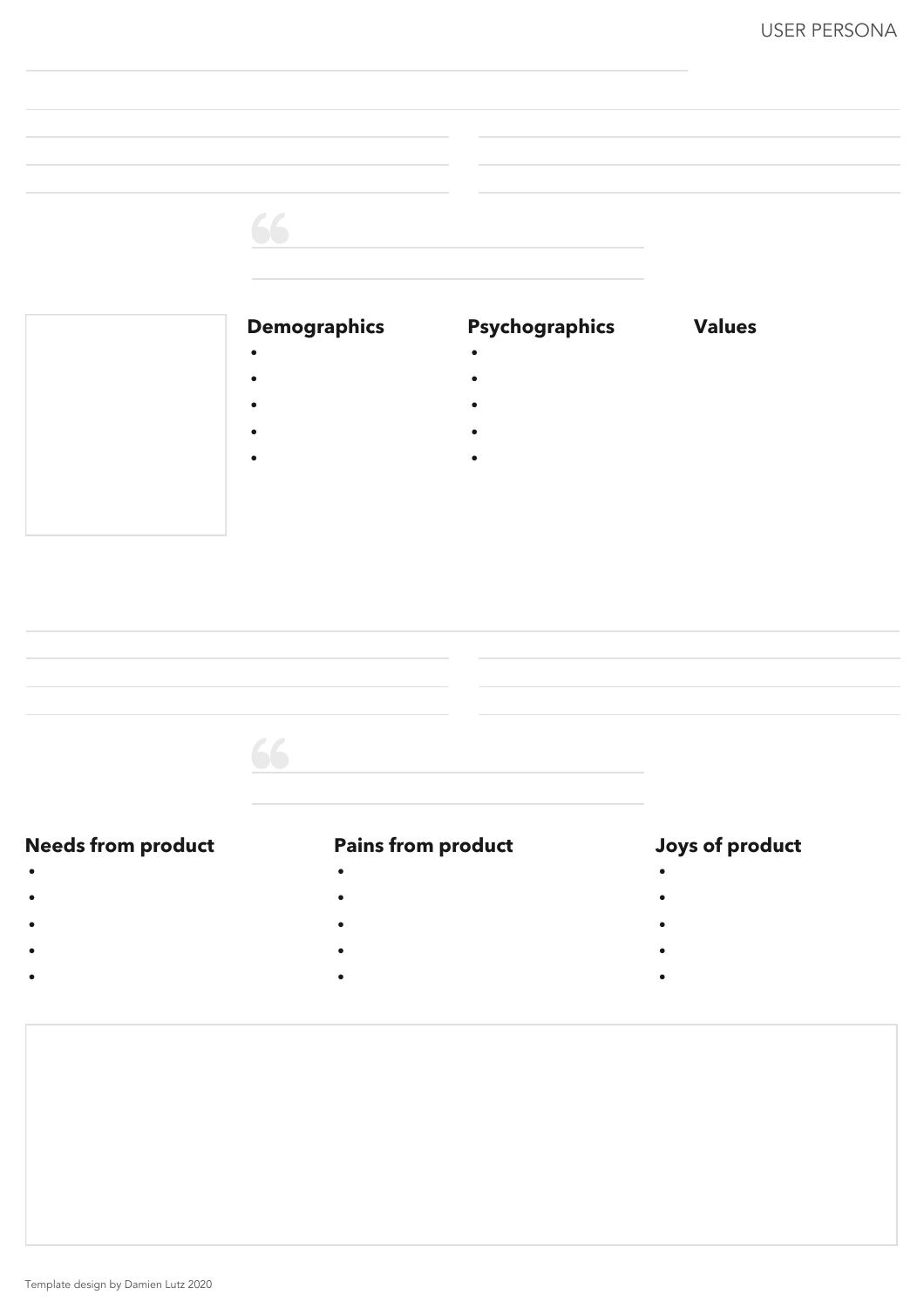USER PERSONA

**Demographics**

**Psychographics**

**Values**

**Needs from product**

**Pains from product**

**Joys of product**

Template design by Damien Lutz 2020